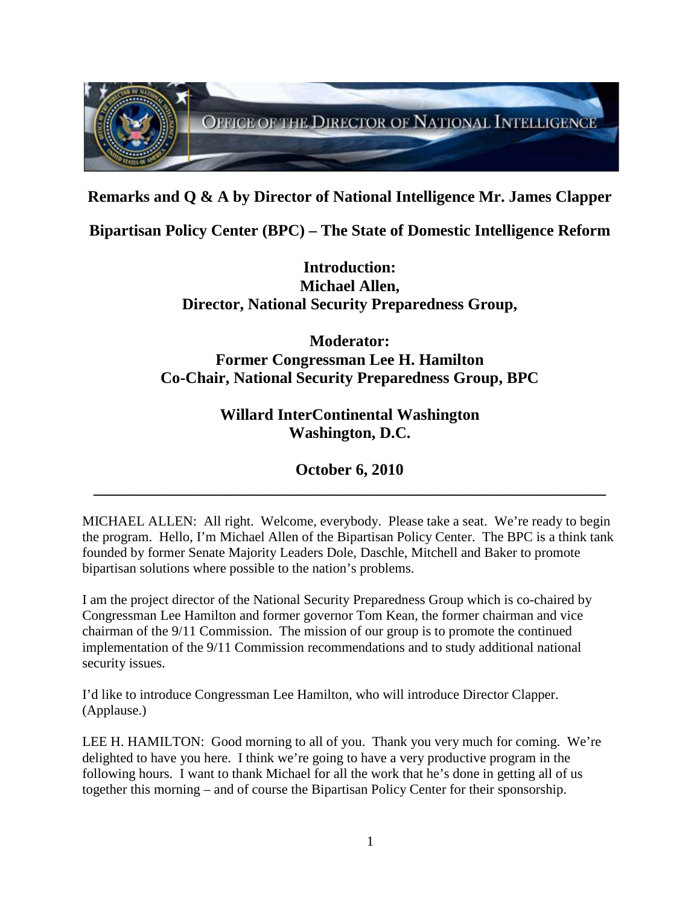OFFICE OF THE DIRECTOR OF NATIONAL INTELLIGENCE

**Remarks and Q & A by Director of National Intelligence Mr. James Clapper**

**Bipartisan Policy Center (BPC) – The State of Domestic Intelligence Reform**

**Introduction:**
**Michael Allen,**
**Director, National Security Preparedness Group,**

**Moderator:**
**Former Congressman Lee H. Hamilton**
**Co-Chair, National Security Preparedness Group, BPC**

**Willard InterContinental Washington**
**Washington, D.C.**

**October 6, 2010**

---

MICHAEL ALLEN: All right. Welcome, everybody. Please take a seat. We're ready to begin the program. Hello, I'm Michael Allen of the Bipartisan Policy Center. The BPC is a think tank founded by former Senate Majority Leaders Dole, Daschle, Mitchell and Baker to promote bipartisan solutions where possible to the nation's problems.

I am the project director of the National Security Preparedness Group which is co-chaired by Congressman Lee Hamilton and former governor Tom Kean, the former chairman and vice chairman of the 9/11 Commission. The mission of our group is to promote the continued implementation of the 9/11 Commission recommendations and to study additional national security issues.

I'd like to introduce Congressman Lee Hamilton, who will introduce Director Clapper. (Applause.)

LEE H. HAMILTON: Good morning to all of you. Thank you very much for coming. We're delighted to have you here. I think we're going to have a very productive program in the following hours. I want to thank Michael for all the work that he's done in getting all of us together this morning – and of course the Bipartisan Policy Center for their sponsorship.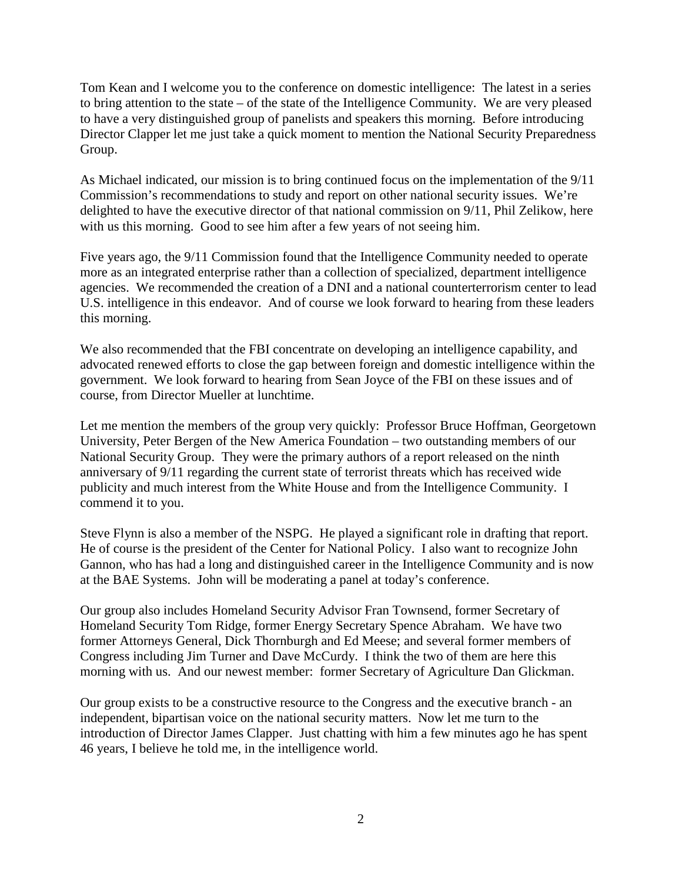Tom Kean and I welcome you to the conference on domestic intelligence: The latest in a series to bring attention to the state – of the state of the Intelligence Community. We are very pleased to have a very distinguished group of panelists and speakers this morning. Before introducing Director Clapper let me just take a quick moment to mention the National Security Preparedness Group.

As Michael indicated, our mission is to bring continued focus on the implementation of the 9/11 Commission's recommendations to study and report on other national security issues. We're delighted to have the executive director of that national commission on 9/11, Phil Zelikow, here with us this morning. Good to see him after a few years of not seeing him.

Five years ago, the 9/11 Commission found that the Intelligence Community needed to operate more as an integrated enterprise rather than a collection of specialized, department intelligence agencies. We recommended the creation of a DNI and a national counterterrorism center to lead U.S. intelligence in this endeavor. And of course we look forward to hearing from these leaders this morning.

We also recommended that the FBI concentrate on developing an intelligence capability, and advocated renewed efforts to close the gap between foreign and domestic intelligence within the government. We look forward to hearing from Sean Joyce of the FBI on these issues and of course, from Director Mueller at lunchtime.

Let me mention the members of the group very quickly: Professor Bruce Hoffman, Georgetown University, Peter Bergen of the New America Foundation – two outstanding members of our National Security Group. They were the primary authors of a report released on the ninth anniversary of 9/11 regarding the current state of terrorist threats which has received wide publicity and much interest from the White House and from the Intelligence Community. I commend it to you.

Steve Flynn is also a member of the NSPG. He played a significant role in drafting that report. He of course is the president of the Center for National Policy. I also want to recognize John Gannon, who has had a long and distinguished career in the Intelligence Community and is now at the BAE Systems. John will be moderating a panel at today's conference.

Our group also includes Homeland Security Advisor Fran Townsend, former Secretary of Homeland Security Tom Ridge, former Energy Secretary Spence Abraham. We have two former Attorneys General, Dick Thornburgh and Ed Meese; and several former members of Congress including Jim Turner and Dave McCurdy. I think the two of them are here this morning with us. And our newest member: former Secretary of Agriculture Dan Glickman.

Our group exists to be a constructive resource to the Congress and the executive branch - an independent, bipartisan voice on the national security matters. Now let me turn to the introduction of Director James Clapper. Just chatting with him a few minutes ago he has spent 46 years, I believe he told me, in the intelligence world.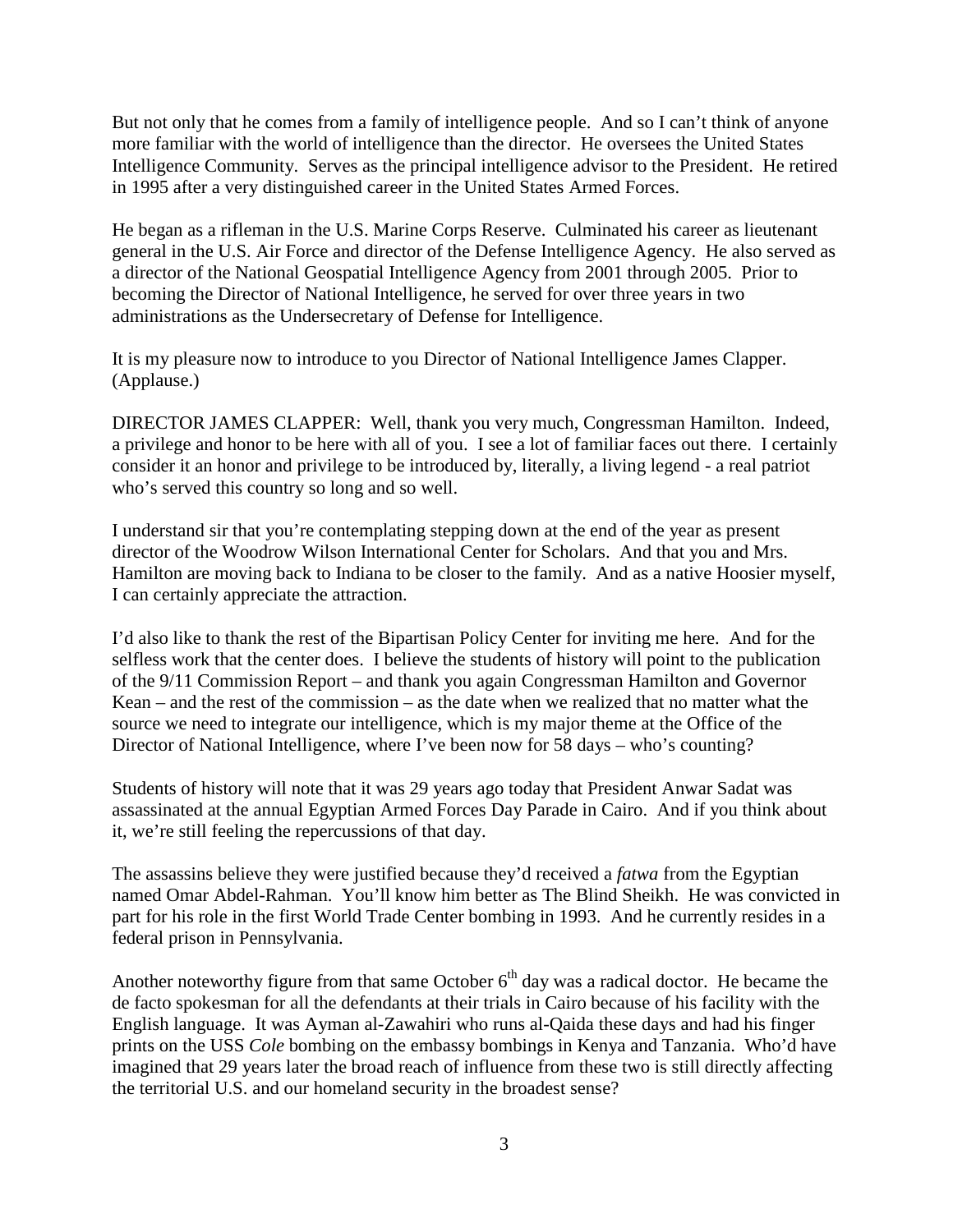But not only that he comes from a family of intelligence people. And so I can't think of anyone more familiar with the world of intelligence than the director. He oversees the United States Intelligence Community. Serves as the principal intelligence advisor to the President. He retired in 1995 after a very distinguished career in the United States Armed Forces.

He began as a rifleman in the U.S. Marine Corps Reserve. Culminated his career as lieutenant general in the U.S. Air Force and director of the Defense Intelligence Agency. He also served as a director of the National Geospatial Intelligence Agency from 2001 through 2005. Prior to becoming the Director of National Intelligence, he served for over three years in two administrations as the Undersecretary of Defense for Intelligence.

It is my pleasure now to introduce to you Director of National Intelligence James Clapper. (Applause.)

DIRECTOR JAMES CLAPPER: Well, thank you very much, Congressman Hamilton. Indeed, a privilege and honor to be here with all of you. I see a lot of familiar faces out there. I certainly consider it an honor and privilege to be introduced by, literally, a living legend - a real patriot who's served this country so long and so well.

I understand sir that you're contemplating stepping down at the end of the year as present director of the Woodrow Wilson International Center for Scholars. And that you and Mrs. Hamilton are moving back to Indiana to be closer to the family. And as a native Hoosier myself, I can certainly appreciate the attraction.

I'd also like to thank the rest of the Bipartisan Policy Center for inviting me here. And for the selfless work that the center does. I believe the students of history will point to the publication of the 9/11 Commission Report – and thank you again Congressman Hamilton and Governor Kean – and the rest of the commission – as the date when we realized that no matter what the source we need to integrate our intelligence, which is my major theme at the Office of the Director of National Intelligence, where I've been now for 58 days – who's counting?

Students of history will note that it was 29 years ago today that President Anwar Sadat was assassinated at the annual Egyptian Armed Forces Day Parade in Cairo. And if you think about it, we're still feeling the repercussions of that day.

The assassins believe they were justified because they'd received a *fatwa* from the Egyptian named Omar Abdel-Rahman. You'll know him better as The Blind Sheikh. He was convicted in part for his role in the first World Trade Center bombing in 1993. And he currently resides in a federal prison in Pennsylvania.

Another noteworthy figure from that same October 6th day was a radical doctor. He became the de facto spokesman for all the defendants at their trials in Cairo because of his facility with the English language. It was Ayman al-Zawahiri who runs al-Qaida these days and had his finger prints on the USS *Cole* bombing on the embassy bombings in Kenya and Tanzania. Who'd have imagined that 29 years later the broad reach of influence from these two is still directly affecting the territorial U.S. and our homeland security in the broadest sense?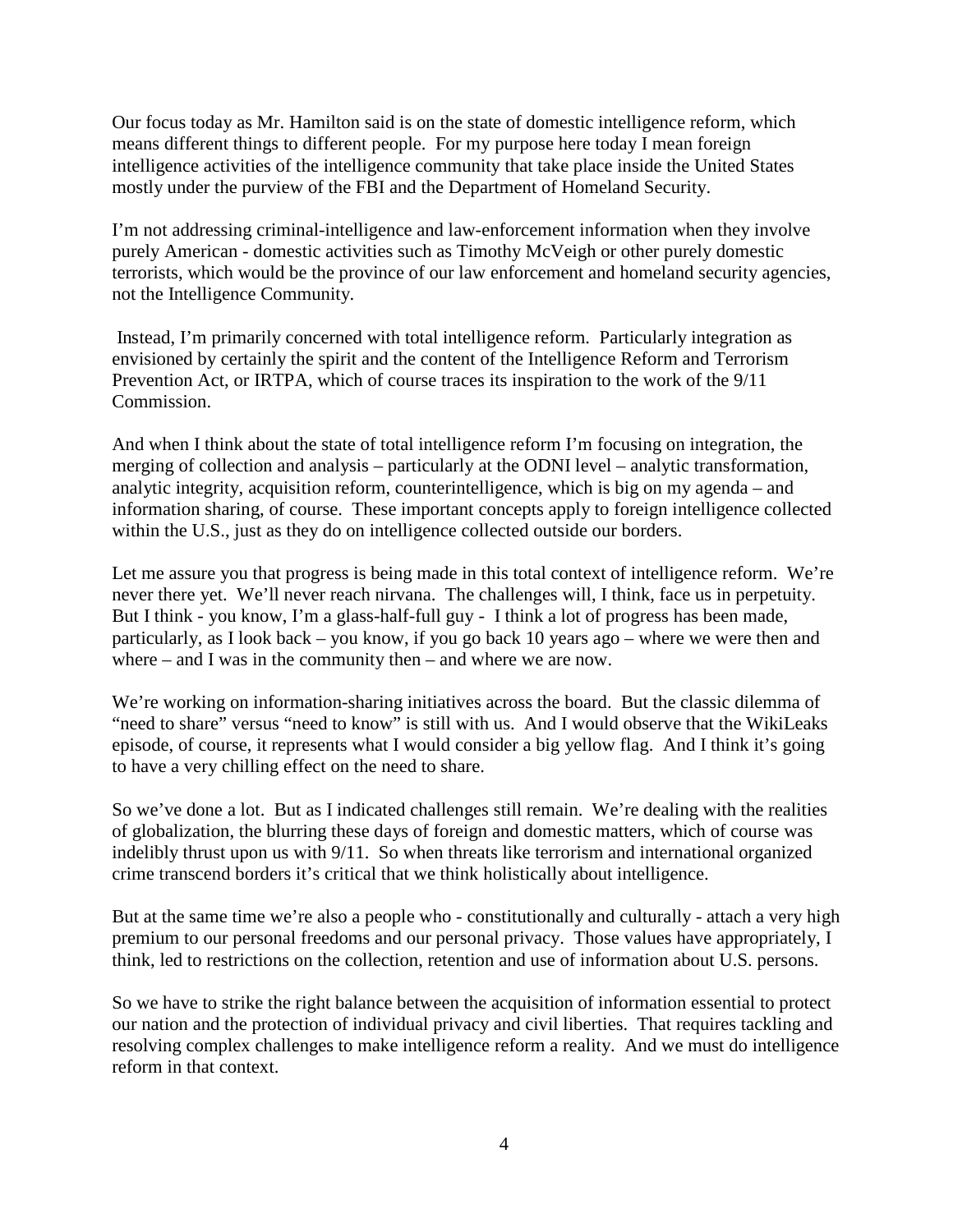Our focus today as Mr. Hamilton said is on the state of domestic intelligence reform, which means different things to different people. For my purpose here today I mean foreign intelligence activities of the intelligence community that take place inside the United States mostly under the purview of the FBI and the Department of Homeland Security.

I'm not addressing criminal-intelligence and law-enforcement information when they involve purely American - domestic activities such as Timothy McVeigh or other purely domestic terrorists, which would be the province of our law enforcement and homeland security agencies, not the Intelligence Community.

Instead, I'm primarily concerned with total intelligence reform. Particularly integration as envisioned by certainly the spirit and the content of the Intelligence Reform and Terrorism Prevention Act, or IRTPA, which of course traces its inspiration to the work of the 9/11 Commission.

And when I think about the state of total intelligence reform I'm focusing on integration, the merging of collection and analysis – particularly at the ODNI level – analytic transformation, analytic integrity, acquisition reform, counterintelligence, which is big on my agenda – and information sharing, of course. These important concepts apply to foreign intelligence collected within the U.S., just as they do on intelligence collected outside our borders.

Let me assure you that progress is being made in this total context of intelligence reform. We're never there yet. We'll never reach nirvana. The challenges will, I think, face us in perpetuity. But I think - you know, I'm a glass-half-full guy - I think a lot of progress has been made, particularly, as I look back – you know, if you go back 10 years ago – where we were then and where – and I was in the community then – and where we are now.

We're working on information-sharing initiatives across the board. But the classic dilemma of "need to share" versus "need to know" is still with us. And I would observe that the WikiLeaks episode, of course, it represents what I would consider a big yellow flag. And I think it's going to have a very chilling effect on the need to share.

So we've done a lot. But as I indicated challenges still remain. We're dealing with the realities of globalization, the blurring these days of foreign and domestic matters, which of course was indelibly thrust upon us with 9/11. So when threats like terrorism and international organized crime transcend borders it's critical that we think holistically about intelligence.

But at the same time we're also a people who - constitutionally and culturally - attach a very high premium to our personal freedoms and our personal privacy. Those values have appropriately, I think, led to restrictions on the collection, retention and use of information about U.S. persons.

So we have to strike the right balance between the acquisition of information essential to protect our nation and the protection of individual privacy and civil liberties. That requires tackling and resolving complex challenges to make intelligence reform a reality. And we must do intelligence reform in that context.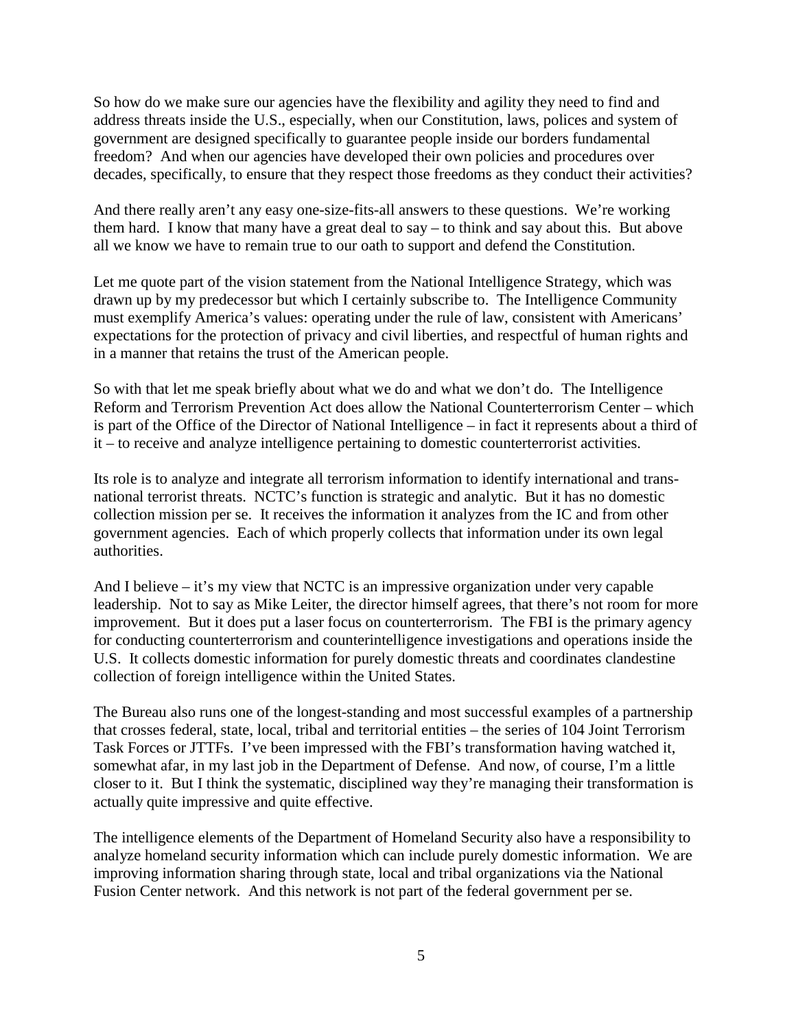So how do we make sure our agencies have the flexibility and agility they need to find and address threats inside the U.S., especially, when our Constitution, laws, polices and system of government are designed specifically to guarantee people inside our borders fundamental freedom? And when our agencies have developed their own policies and procedures over decades, specifically, to ensure that they respect those freedoms as they conduct their activities?

And there really aren't any easy one-size-fits-all answers to these questions. We're working them hard. I know that many have a great deal to say – to think and say about this. But above all we know we have to remain true to our oath to support and defend the Constitution.

Let me quote part of the vision statement from the National Intelligence Strategy, which was drawn up by my predecessor but which I certainly subscribe to. The Intelligence Community must exemplify America's values: operating under the rule of law, consistent with Americans' expectations for the protection of privacy and civil liberties, and respectful of human rights and in a manner that retains the trust of the American people.

So with that let me speak briefly about what we do and what we don't do. The Intelligence Reform and Terrorism Prevention Act does allow the National Counterterrorism Center – which is part of the Office of the Director of National Intelligence – in fact it represents about a third of it – to receive and analyze intelligence pertaining to domestic counterterrorist activities.

Its role is to analyze and integrate all terrorism information to identify international and trans-national terrorist threats. NCTC's function is strategic and analytic. But it has no domestic collection mission per se. It receives the information it analyzes from the IC and from other government agencies. Each of which properly collects that information under its own legal authorities.

And I believe – it's my view that NCTC is an impressive organization under very capable leadership. Not to say as Mike Leiter, the director himself agrees, that there's not room for more improvement. But it does put a laser focus on counterterrorism. The FBI is the primary agency for conducting counterterrorism and counterintelligence investigations and operations inside the U.S. It collects domestic information for purely domestic threats and coordinates clandestine collection of foreign intelligence within the United States.

The Bureau also runs one of the longest-standing and most successful examples of a partnership that crosses federal, state, local, tribal and territorial entities – the series of 104 Joint Terrorism Task Forces or JTTFs. I've been impressed with the FBI's transformation having watched it, somewhat afar, in my last job in the Department of Defense. And now, of course, I'm a little closer to it. But I think the systematic, disciplined way they're managing their transformation is actually quite impressive and quite effective.

The intelligence elements of the Department of Homeland Security also have a responsibility to analyze homeland security information which can include purely domestic information. We are improving information sharing through state, local and tribal organizations via the National Fusion Center network. And this network is not part of the federal government per se.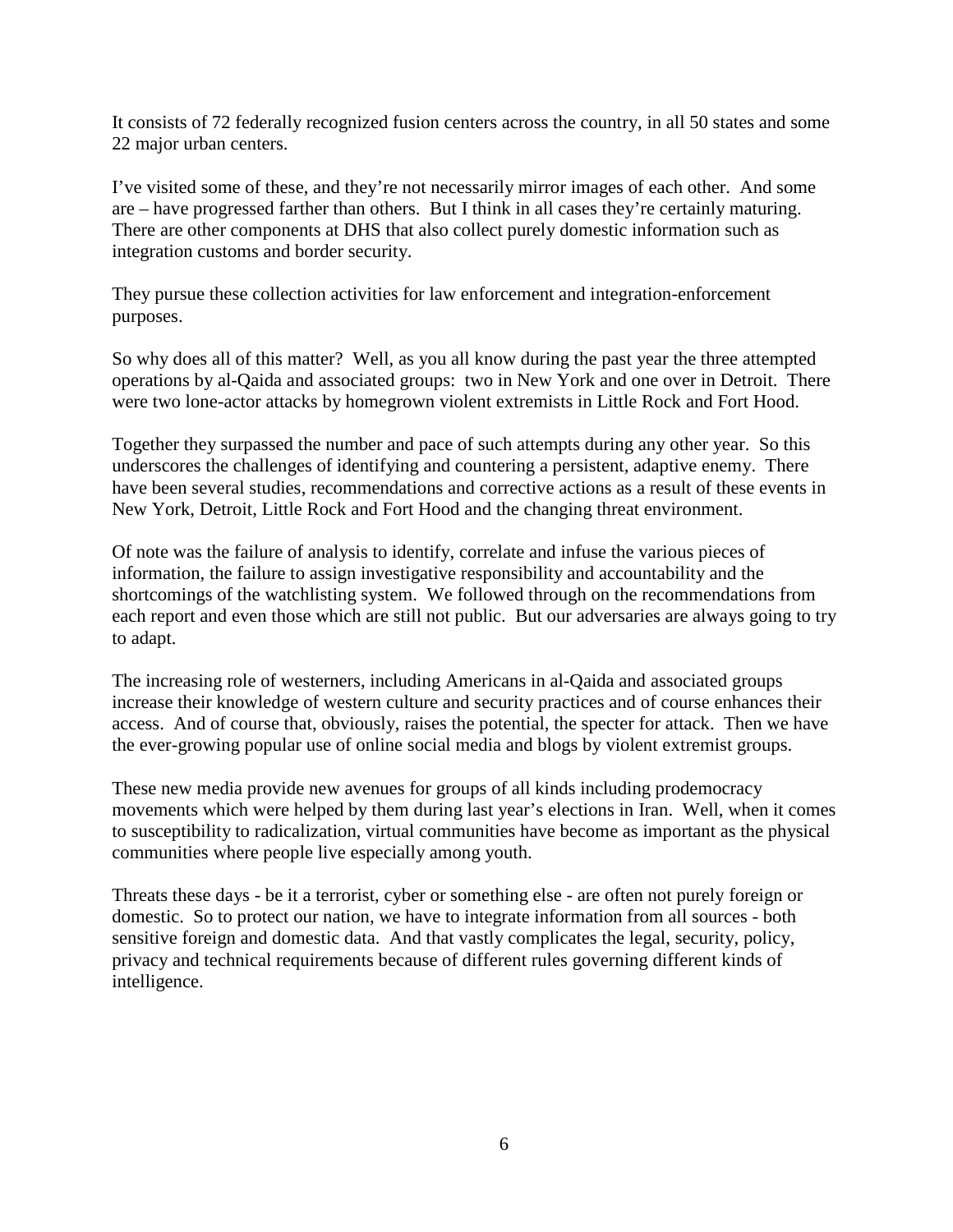It consists of 72 federally recognized fusion centers across the country, in all 50 states and some 22 major urban centers.

I've visited some of these, and they're not necessarily mirror images of each other. And some are – have progressed farther than others. But I think in all cases they're certainly maturing. There are other components at DHS that also collect purely domestic information such as integration customs and border security.

They pursue these collection activities for law enforcement and integration-enforcement purposes.

So why does all of this matter? Well, as you all know during the past year the three attempted operations by al-Qaida and associated groups: two in New York and one over in Detroit. There were two lone-actor attacks by homegrown violent extremists in Little Rock and Fort Hood.

Together they surpassed the number and pace of such attempts during any other year. So this underscores the challenges of identifying and countering a persistent, adaptive enemy. There have been several studies, recommendations and corrective actions as a result of these events in New York, Detroit, Little Rock and Fort Hood and the changing threat environment.

Of note was the failure of analysis to identify, correlate and infuse the various pieces of information, the failure to assign investigative responsibility and accountability and the shortcomings of the watchlisting system. We followed through on the recommendations from each report and even those which are still not public. But our adversaries are always going to try to adapt.

The increasing role of westerners, including Americans in al-Qaida and associated groups increase their knowledge of western culture and security practices and of course enhances their access. And of course that, obviously, raises the potential, the specter for attack. Then we have the ever-growing popular use of online social media and blogs by violent extremist groups.

These new media provide new avenues for groups of all kinds including prodemocracy movements which were helped by them during last year's elections in Iran. Well, when it comes to susceptibility to radicalization, virtual communities have become as important as the physical communities where people live especially among youth.

Threats these days - be it a terrorist, cyber or something else - are often not purely foreign or domestic. So to protect our nation, we have to integrate information from all sources - both sensitive foreign and domestic data. And that vastly complicates the legal, security, policy, privacy and technical requirements because of different rules governing different kinds of intelligence.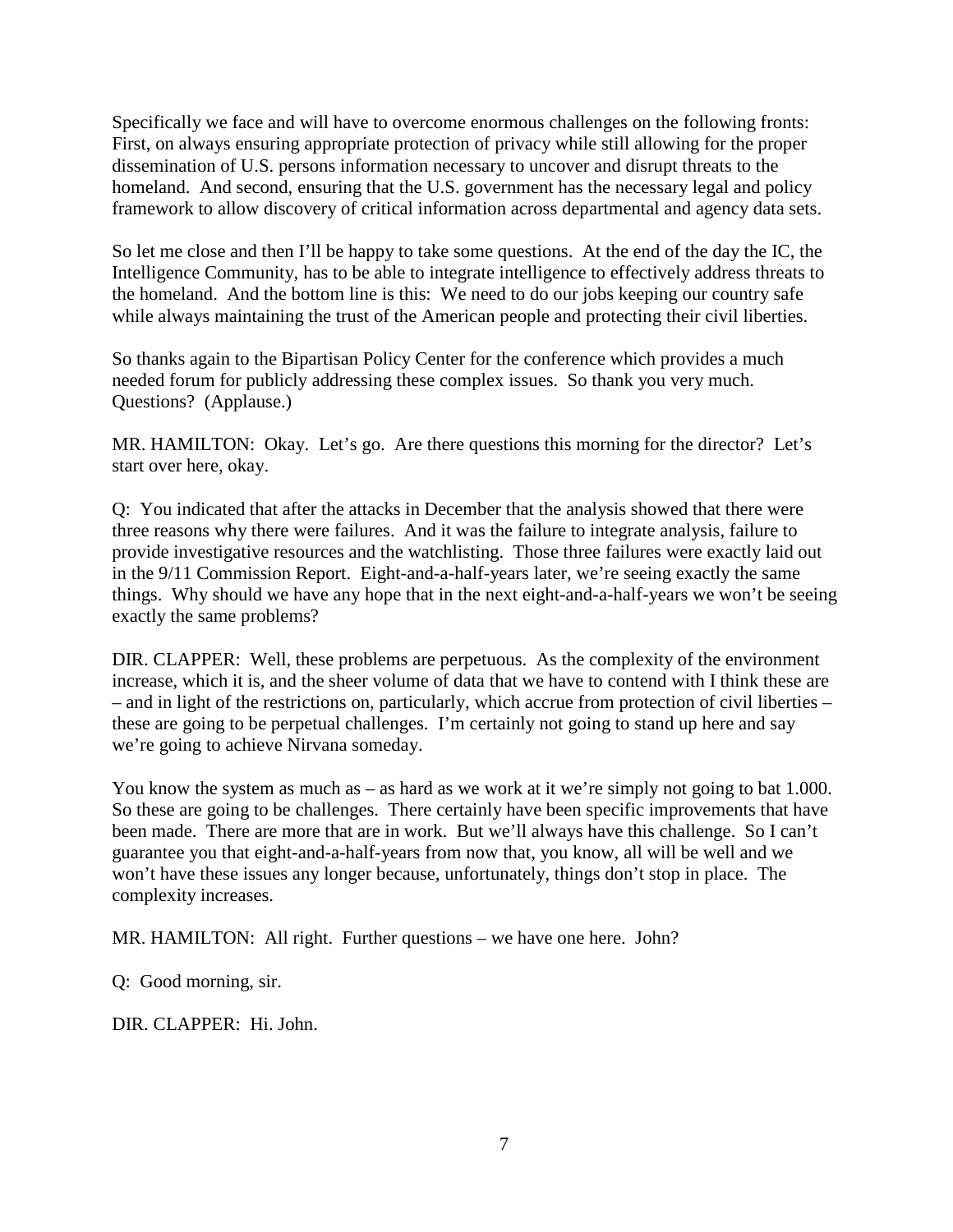Specifically we face and will have to overcome enormous challenges on the following fronts: First, on always ensuring appropriate protection of privacy while still allowing for the proper dissemination of U.S. persons information necessary to uncover and disrupt threats to the homeland. And second, ensuring that the U.S. government has the necessary legal and policy framework to allow discovery of critical information across departmental and agency data sets.

So let me close and then I'll be happy to take some questions. At the end of the day the IC, the Intelligence Community, has to be able to integrate intelligence to effectively address threats to the homeland. And the bottom line is this: We need to do our jobs keeping our country safe while always maintaining the trust of the American people and protecting their civil liberties.

So thanks again to the Bipartisan Policy Center for the conference which provides a much needed forum for publicly addressing these complex issues. So thank you very much. Questions? (Applause.)

MR. HAMILTON: Okay. Let's go. Are there questions this morning for the director? Let's start over here, okay.

Q: You indicated that after the attacks in December that the analysis showed that there were three reasons why there were failures. And it was the failure to integrate analysis, failure to provide investigative resources and the watchlisting. Those three failures were exactly laid out in the 9/11 Commission Report. Eight-and-a-half-years later, we're seeing exactly the same things. Why should we have any hope that in the next eight-and-a-half-years we won't be seeing exactly the same problems?

DIR. CLAPPER: Well, these problems are perpetuous. As the complexity of the environment increase, which it is, and the sheer volume of data that we have to contend with I think these are – and in light of the restrictions on, particularly, which accrue from protection of civil liberties – these are going to be perpetual challenges. I'm certainly not going to stand up here and say we're going to achieve Nirvana someday.

You know the system as much as – as hard as we work at it we're simply not going to bat 1.000. So these are going to be challenges. There certainly have been specific improvements that have been made. There are more that are in work. But we'll always have this challenge. So I can't guarantee you that eight-and-a-half-years from now that, you know, all will be well and we won't have these issues any longer because, unfortunately, things don't stop in place. The complexity increases.

MR. HAMILTON: All right. Further questions – we have one here. John?

Q: Good morning, sir.

DIR. CLAPPER: Hi. John.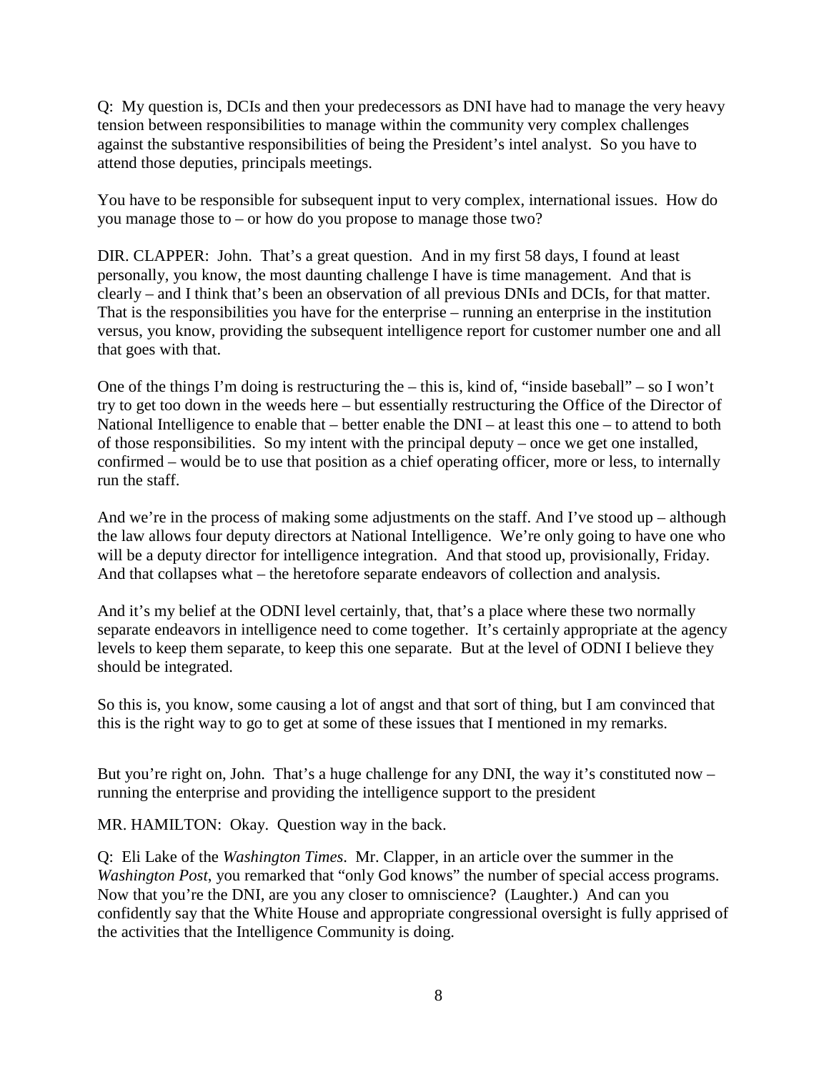Q: My question is, DCIs and then your predecessors as DNI have had to manage the very heavy tension between responsibilities to manage within the community very complex challenges against the substantive responsibilities of being the President's intel analyst. So you have to attend those deputies, principals meetings.

You have to be responsible for subsequent input to very complex, international issues. How do you manage those to – or how do you propose to manage those two?

DIR. CLAPPER: John. That's a great question. And in my first 58 days, I found at least personally, you know, the most daunting challenge I have is time management. And that is clearly – and I think that's been an observation of all previous DNIs and DCIs, for that matter. That is the responsibilities you have for the enterprise – running an enterprise in the institution versus, you know, providing the subsequent intelligence report for customer number one and all that goes with that.

One of the things I'm doing is restructuring the – this is, kind of, "inside baseball" – so I won't try to get too down in the weeds here – but essentially restructuring the Office of the Director of National Intelligence to enable that – better enable the DNI – at least this one – to attend to both of those responsibilities. So my intent with the principal deputy – once we get one installed, confirmed – would be to use that position as a chief operating officer, more or less, to internally run the staff.

And we're in the process of making some adjustments on the staff. And I've stood up – although the law allows four deputy directors at National Intelligence. We're only going to have one who will be a deputy director for intelligence integration. And that stood up, provisionally, Friday. And that collapses what – the heretofore separate endeavors of collection and analysis.

And it's my belief at the ODNI level certainly, that, that's a place where these two normally separate endeavors in intelligence need to come together. It's certainly appropriate at the agency levels to keep them separate, to keep this one separate. But at the level of ODNI I believe they should be integrated.

So this is, you know, some causing a lot of angst and that sort of thing, but I am convinced that this is the right way to go to get at some of these issues that I mentioned in my remarks.

But you're right on, John. That's a huge challenge for any DNI, the way it's constituted now – running the enterprise and providing the intelligence support to the president

MR. HAMILTON: Okay. Question way in the back.

Q: Eli Lake of the *Washington Times*. Mr. Clapper, in an article over the summer in the *Washington Post*, you remarked that "only God knows" the number of special access programs. Now that you're the DNI, are you any closer to omniscience? (Laughter.) And can you confidently say that the White House and appropriate congressional oversight is fully apprised of the activities that the Intelligence Community is doing.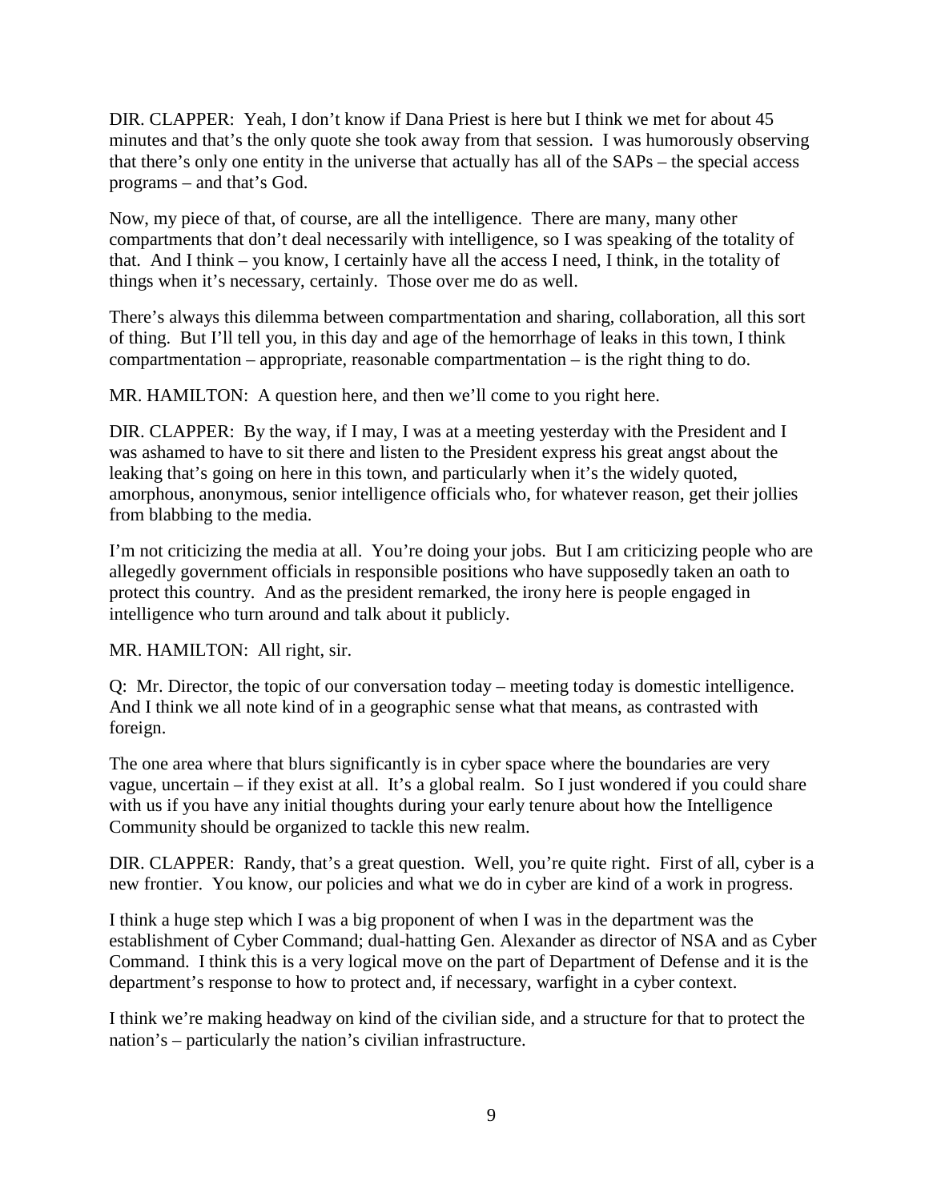DIR. CLAPPER: Yeah, I don't know if Dana Priest is here but I think we met for about 45 minutes and that's the only quote she took away from that session. I was humorously observing that there's only one entity in the universe that actually has all of the SAPs – the special access programs – and that's God.

Now, my piece of that, of course, are all the intelligence. There are many, many other compartments that don't deal necessarily with intelligence, so I was speaking of the totality of that. And I think – you know, I certainly have all the access I need, I think, in the totality of things when it's necessary, certainly. Those over me do as well.

There's always this dilemma between compartmentation and sharing, collaboration, all this sort of thing. But I'll tell you, in this day and age of the hemorrhage of leaks in this town, I think compartmentation – appropriate, reasonable compartmentation – is the right thing to do.

MR. HAMILTON: A question here, and then we'll come to you right here.

DIR. CLAPPER: By the way, if I may, I was at a meeting yesterday with the President and I was ashamed to have to sit there and listen to the President express his great angst about the leaking that's going on here in this town, and particularly when it's the widely quoted, amorphous, anonymous, senior intelligence officials who, for whatever reason, get their jollies from blabbing to the media.

I'm not criticizing the media at all. You're doing your jobs. But I am criticizing people who are allegedly government officials in responsible positions who have supposedly taken an oath to protect this country. And as the president remarked, the irony here is people engaged in intelligence who turn around and talk about it publicly.

MR. HAMILTON: All right, sir.

Q: Mr. Director, the topic of our conversation today – meeting today is domestic intelligence. And I think we all note kind of in a geographic sense what that means, as contrasted with foreign.

The one area where that blurs significantly is in cyber space where the boundaries are very vague, uncertain – if they exist at all. It's a global realm. So I just wondered if you could share with us if you have any initial thoughts during your early tenure about how the Intelligence Community should be organized to tackle this new realm.

DIR. CLAPPER: Randy, that's a great question. Well, you're quite right. First of all, cyber is a new frontier. You know, our policies and what we do in cyber are kind of a work in progress.

I think a huge step which I was a big proponent of when I was in the department was the establishment of Cyber Command; dual-hatting Gen. Alexander as director of NSA and as Cyber Command. I think this is a very logical move on the part of Department of Defense and it is the department's response to how to protect and, if necessary, warfight in a cyber context.

I think we're making headway on kind of the civilian side, and a structure for that to protect the nation's – particularly the nation's civilian infrastructure.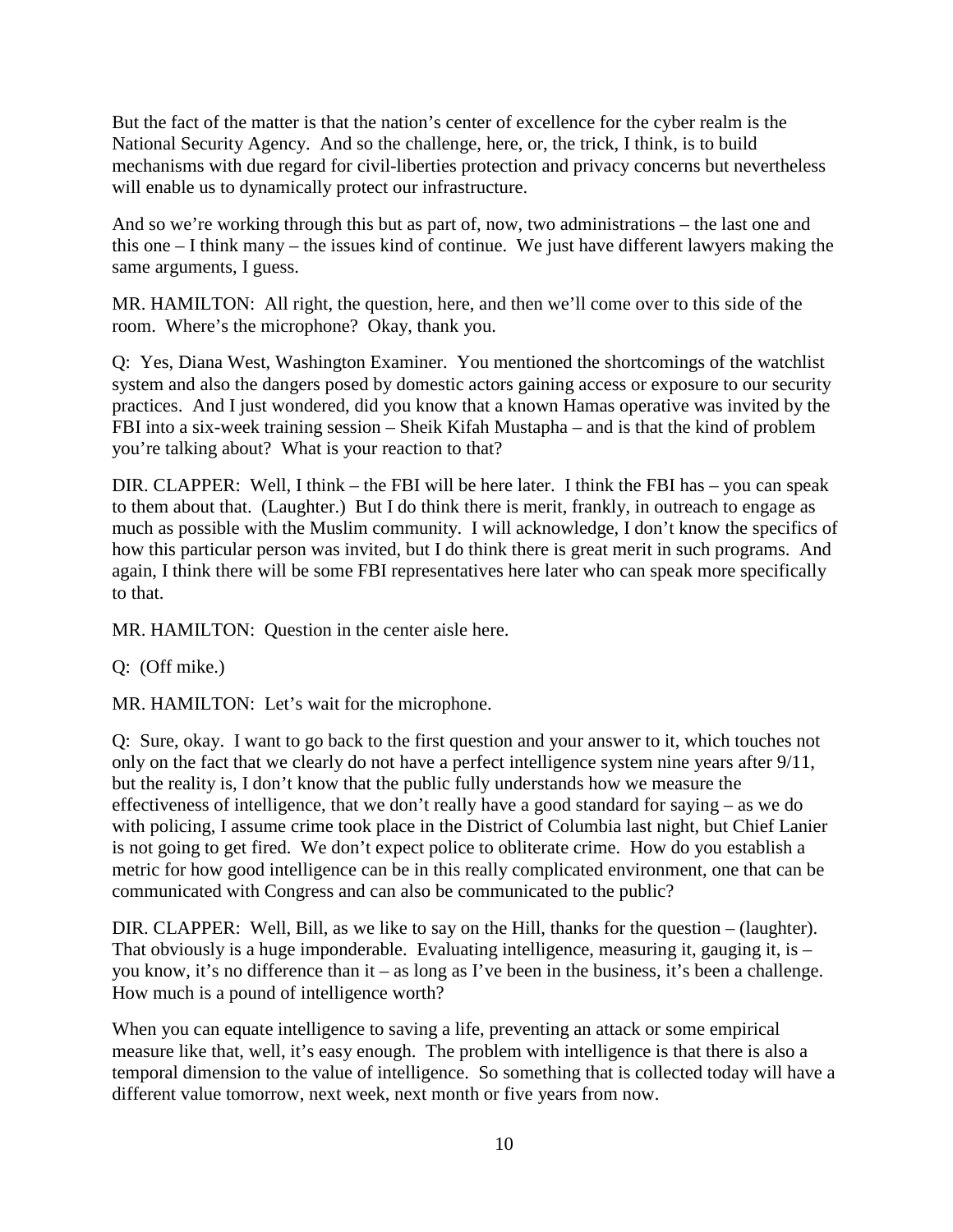But the fact of the matter is that the nation's center of excellence for the cyber realm is the National Security Agency. And so the challenge, here, or, the trick, I think, is to build mechanisms with due regard for civil-liberties protection and privacy concerns but nevertheless will enable us to dynamically protect our infrastructure.

And so we're working through this but as part of, now, two administrations – the last one and this one – I think many – the issues kind of continue. We just have different lawyers making the same arguments, I guess.

MR. HAMILTON: All right, the question, here, and then we'll come over to this side of the room. Where's the microphone? Okay, thank you.

Q: Yes, Diana West, Washington Examiner. You mentioned the shortcomings of the watchlist system and also the dangers posed by domestic actors gaining access or exposure to our security practices. And I just wondered, did you know that a known Hamas operative was invited by the FBI into a six-week training session – Sheik Kifah Mustapha – and is that the kind of problem you're talking about? What is your reaction to that?

DIR. CLAPPER: Well, I think – the FBI will be here later. I think the FBI has – you can speak to them about that. (Laughter.) But I do think there is merit, frankly, in outreach to engage as much as possible with the Muslim community. I will acknowledge, I don't know the specifics of how this particular person was invited, but I do think there is great merit in such programs. And again, I think there will be some FBI representatives here later who can speak more specifically to that.

MR. HAMILTON: Question in the center aisle here.

Q: (Off mike.)

MR. HAMILTON: Let's wait for the microphone.

Q: Sure, okay. I want to go back to the first question and your answer to it, which touches not only on the fact that we clearly do not have a perfect intelligence system nine years after 9/11, but the reality is, I don't know that the public fully understands how we measure the effectiveness of intelligence, that we don't really have a good standard for saying – as we do with policing, I assume crime took place in the District of Columbia last night, but Chief Lanier is not going to get fired. We don't expect police to obliterate crime. How do you establish a metric for how good intelligence can be in this really complicated environment, one that can be communicated with Congress and can also be communicated to the public?

DIR. CLAPPER: Well, Bill, as we like to say on the Hill, thanks for the question – (laughter). That obviously is a huge imponderable. Evaluating intelligence, measuring it, gauging it, is – you know, it's no difference than it – as long as I've been in the business, it's been a challenge. How much is a pound of intelligence worth?

When you can equate intelligence to saving a life, preventing an attack or some empirical measure like that, well, it's easy enough. The problem with intelligence is that there is also a temporal dimension to the value of intelligence. So something that is collected today will have a different value tomorrow, next week, next month or five years from now.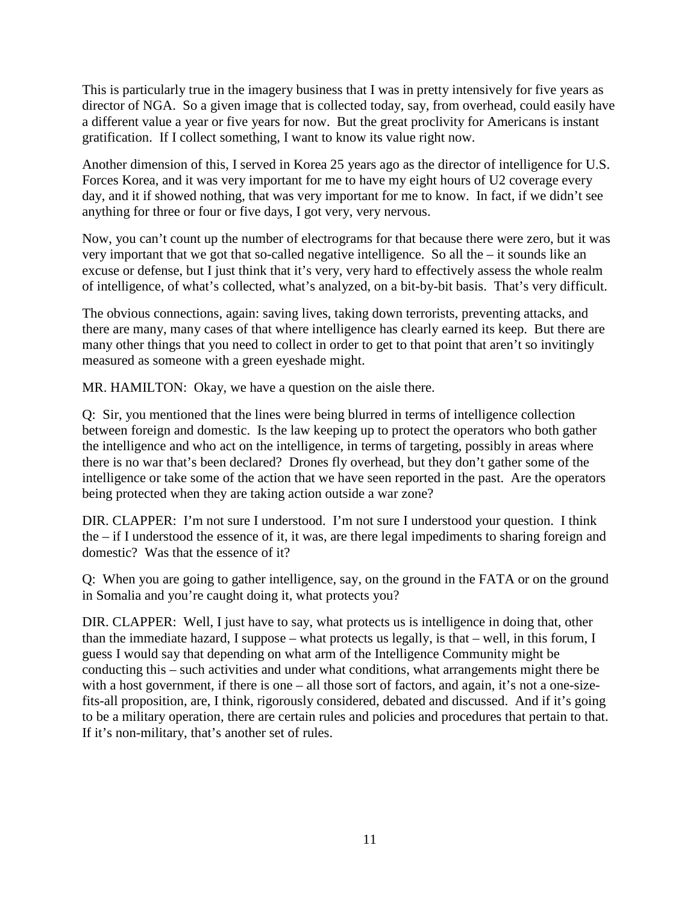This is particularly true in the imagery business that I was in pretty intensively for five years as director of NGA. So a given image that is collected today, say, from overhead, could easily have a different value a year or five years for now. But the great proclivity for Americans is instant gratification. If I collect something, I want to know its value right now.

Another dimension of this, I served in Korea 25 years ago as the director of intelligence for U.S. Forces Korea, and it was very important for me to have my eight hours of U2 coverage every day, and it if showed nothing, that was very important for me to know. In fact, if we didn't see anything for three or four or five days, I got very, very nervous.

Now, you can't count up the number of electrograms for that because there were zero, but it was very important that we got that so-called negative intelligence. So all the – it sounds like an excuse or defense, but I just think that it's very, very hard to effectively assess the whole realm of intelligence, of what's collected, what's analyzed, on a bit-by-bit basis. That's very difficult.

The obvious connections, again: saving lives, taking down terrorists, preventing attacks, and there are many, many cases of that where intelligence has clearly earned its keep. But there are many other things that you need to collect in order to get to that point that aren't so invitingly measured as someone with a green eyeshade might.

MR. HAMILTON: Okay, we have a question on the aisle there.

Q: Sir, you mentioned that the lines were being blurred in terms of intelligence collection between foreign and domestic. Is the law keeping up to protect the operators who both gather the intelligence and who act on the intelligence, in terms of targeting, possibly in areas where there is no war that's been declared? Drones fly overhead, but they don't gather some of the intelligence or take some of the action that we have seen reported in the past. Are the operators being protected when they are taking action outside a war zone?

DIR. CLAPPER: I'm not sure I understood. I'm not sure I understood your question. I think the – if I understood the essence of it, it was, are there legal impediments to sharing foreign and domestic? Was that the essence of it?

Q: When you are going to gather intelligence, say, on the ground in the FATA or on the ground in Somalia and you're caught doing it, what protects you?

DIR. CLAPPER: Well, I just have to say, what protects us is intelligence in doing that, other than the immediate hazard, I suppose – what protects us legally, is that – well, in this forum, I guess I would say that depending on what arm of the Intelligence Community might be conducting this – such activities and under what conditions, what arrangements might there be with a host government, if there is one – all those sort of factors, and again, it's not a one-size-fits-all proposition, are, I think, rigorously considered, debated and discussed. And if it's going to be a military operation, there are certain rules and policies and procedures that pertain to that. If it's non-military, that's another set of rules.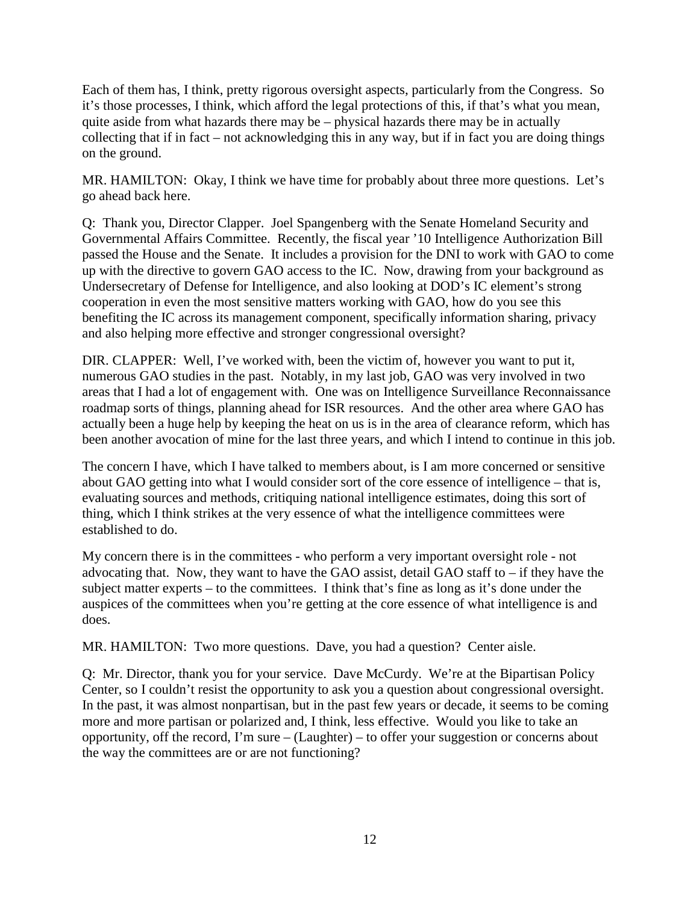Each of them has, I think, pretty rigorous oversight aspects, particularly from the Congress. So it's those processes, I think, which afford the legal protections of this, if that's what you mean, quite aside from what hazards there may be – physical hazards there may be in actually collecting that if in fact – not acknowledging this in any way, but if in fact you are doing things on the ground.

MR. HAMILTON: Okay, I think we have time for probably about three more questions. Let's go ahead back here.

Q: Thank you, Director Clapper. Joel Spangenberg with the Senate Homeland Security and Governmental Affairs Committee. Recently, the fiscal year '10 Intelligence Authorization Bill passed the House and the Senate. It includes a provision for the DNI to work with GAO to come up with the directive to govern GAO access to the IC. Now, drawing from your background as Undersecretary of Defense for Intelligence, and also looking at DOD's IC element's strong cooperation in even the most sensitive matters working with GAO, how do you see this benefiting the IC across its management component, specifically information sharing, privacy and also helping more effective and stronger congressional oversight?

DIR. CLAPPER: Well, I've worked with, been the victim of, however you want to put it, numerous GAO studies in the past. Notably, in my last job, GAO was very involved in two areas that I had a lot of engagement with. One was on Intelligence Surveillance Reconnaissance roadmap sorts of things, planning ahead for ISR resources. And the other area where GAO has actually been a huge help by keeping the heat on us is in the area of clearance reform, which has been another avocation of mine for the last three years, and which I intend to continue in this job.

The concern I have, which I have talked to members about, is I am more concerned or sensitive about GAO getting into what I would consider sort of the core essence of intelligence – that is, evaluating sources and methods, critiquing national intelligence estimates, doing this sort of thing, which I think strikes at the very essence of what the intelligence committees were established to do.

My concern there is in the committees - who perform a very important oversight role - not advocating that. Now, they want to have the GAO assist, detail GAO staff to – if they have the subject matter experts – to the committees. I think that's fine as long as it's done under the auspices of the committees when you're getting at the core essence of what intelligence is and does.

MR. HAMILTON: Two more questions. Dave, you had a question? Center aisle.

Q: Mr. Director, thank you for your service. Dave McCurdy. We're at the Bipartisan Policy Center, so I couldn't resist the opportunity to ask you a question about congressional oversight. In the past, it was almost nonpartisan, but in the past few years or decade, it seems to be coming more and more partisan or polarized and, I think, less effective. Would you like to take an opportunity, off the record, I'm sure – (Laughter) – to offer your suggestion or concerns about the way the committees are or are not functioning?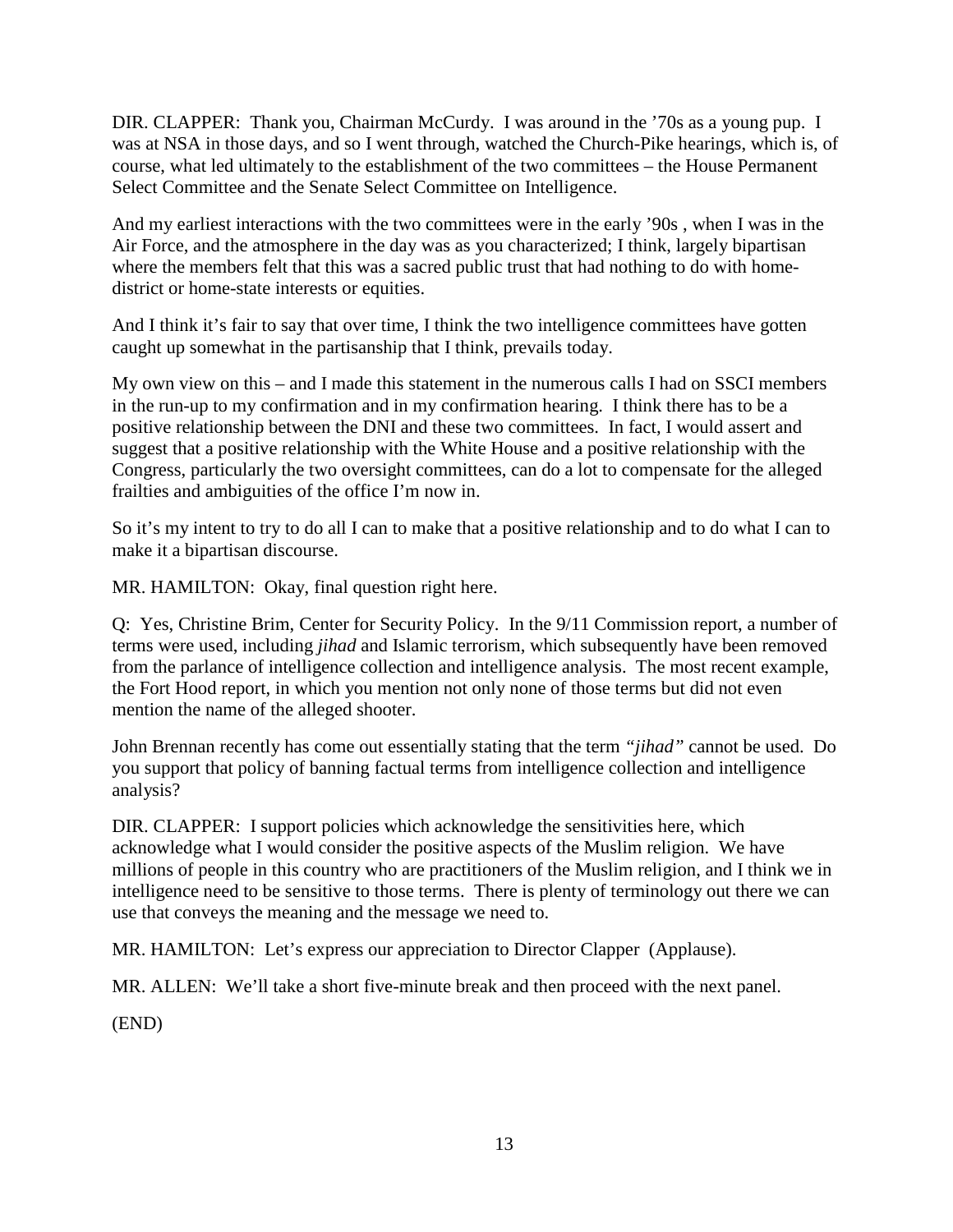DIR. CLAPPER: Thank you, Chairman McCurdy. I was around in the ’70s as a young pup. I was at NSA in those days, and so I went through, watched the Church-Pike hearings, which is, of course, what led ultimately to the establishment of the two committees – the House Permanent Select Committee and the Senate Select Committee on Intelligence.

And my earliest interactions with the two committees were in the early ’90s , when I was in the Air Force, and the atmosphere in the day was as you characterized; I think, largely bipartisan where the members felt that this was a sacred public trust that had nothing to do with home-district or home-state interests or equities.

And I think it’s fair to say that over time, I think the two intelligence committees have gotten caught up somewhat in the partisanship that I think, prevails today.

My own view on this – and I made this statement in the numerous calls I had on SSCI members in the run-up to my confirmation and in my confirmation hearing. I think there has to be a positive relationship between the DNI and these two committees. In fact, I would assert and suggest that a positive relationship with the White House and a positive relationship with the Congress, particularly the two oversight committees, can do a lot to compensate for the alleged frailties and ambiguities of the office I’m now in.

So it’s my intent to try to do all I can to make that a positive relationship and to do what I can to make it a bipartisan discourse.

MR. HAMILTON: Okay, final question right here.

Q: Yes, Christine Brim, Center for Security Policy. In the 9/11 Commission report, a number of terms were used, including *jihad* and Islamic terrorism, which subsequently have been removed from the parlance of intelligence collection and intelligence analysis. The most recent example, the Fort Hood report, in which you mention not only none of those terms but did not even mention the name of the alleged shooter.

John Brennan recently has come out essentially stating that the term *“jihad”* cannot be used. Do you support that policy of banning factual terms from intelligence collection and intelligence analysis?

DIR. CLAPPER: I support policies which acknowledge the sensitivities here, which acknowledge what I would consider the positive aspects of the Muslim religion. We have millions of people in this country who are practitioners of the Muslim religion, and I think we in intelligence need to be sensitive to those terms. There is plenty of terminology out there we can use that conveys the meaning and the message we need to.

MR. HAMILTON: Let’s express our appreciation to Director Clapper (Applause).

MR. ALLEN: We’ll take a short five-minute break and then proceed with the next panel.

(END)